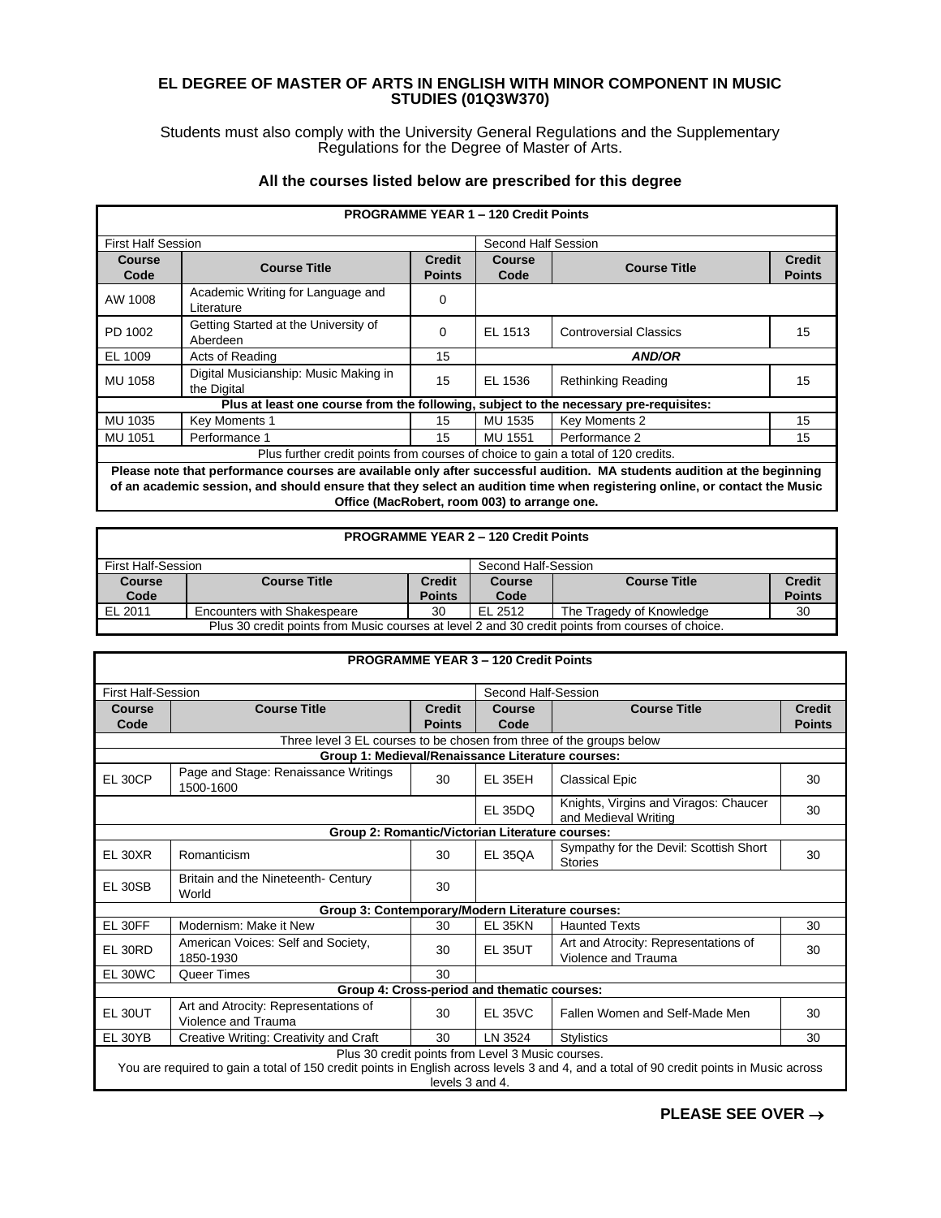# EL DEGREE OF MASTER OF ARTS IN ENGLISH WITH MINOR COMPONENT IN MUSIC STUDIES (01Q3W370)

Students must also comply with the University General Regulations and the Supplementary Regulations for the Degree of Master of Arts.

**All the courses listed below are prescribed for this degree**

| **PROGRAMME YEAR 1 – 120 Credit Points** | | | | | |
|---|---|---|---|---|---|
| First Half Session | | | Second Half Session | | |
| **Course Code** | **Course Title** | **Credit Points** | **Course Code** | **Course Title** | **Credit Points** |
| AW 1008 | Academic Writing for Language and Literature | 0 | | | |
| PD 1002 | Getting Started at the University of Aberdeen | 0 | EL 1513 | Controversial Classics | 15 |
| EL 1009 | Acts of Reading | 15 | ***AND/OR*** | | |
| MU 1058 | Digital Musicianship: Music Making in the Digital | 15 | EL 1536 | Rethinking Reading | 15 |
| **Plus at least one course from the following, subject to the necessary pre-requisites:** | | | | | |
| MU 1035 | Key Moments 1 | 15 | MU 1535 | Key Moments 2 | 15 |
| MU 1051 | Performance 1 | 15 | MU 1551 | Performance 2 | 15 |
| Plus further credit points from courses of choice to gain a total of 120 credits. | | | | | |
| **Please note that performance courses are available only after successful audition. MA students audition at the beginning of an academic session, and should ensure that they select an audition time when registering online, or contact the Music Office (MacRobert, room 003) to arrange one.** | | | | | |

| **PROGRAMME YEAR 2 – 120 Credit Points** | | | | | |
|---|---|---|---|---|---|
| First Half-Session | | | Second Half-Session | | |
| **Course Code** | **Course Title** | **Credit Points** | **Course Code** | **Course Title** | **Credit Points** |
| EL 2011 | Encounters with Shakespeare | 30 | EL 2512 | The Tragedy of Knowledge | 30 |
| Plus 30 credit points from Music courses at level 2 and 30 credit points from courses of choice. | | | | | |

| **PROGRAMME YEAR 3 – 120 Credit Points** | | | | | |
|---|---|---|---|---|---|
| First Half-Session | | | Second Half-Session | | |
| **Course Code** | **Course Title** | **Credit Points** | **Course Code** | **Course Title** | **Credit Points** |
| Three level 3 EL courses to be chosen from three of the groups below | | | | | |
| **Group 1: Medieval/Renaissance Literature courses:** | | | | | |
| EL 30CP | Page and Stage: Renaissance Writings 1500-1600 | 30 | EL 35EH | Classical Epic | 30 |
| | | | EL 35DQ | Knights, Virgins and Viragos: Chaucer and Medieval Writing | 30 |
| **Group 2: Romantic/Victorian Literature courses:** | | | | | |
| EL 30XR | Romanticism | 30 | EL 35QA | Sympathy for the Devil: Scottish Short Stories | 30 |
| EL 30SB | Britain and the Nineteenth- Century World | 30 | | | |
| **Group 3: Contemporary/Modern Literature courses:** | | | | | |
| EL 30FF | Modernism: Make it New | 30 | EL 35KN | Haunted Texts | 30 |
| EL 30RD | American Voices: Self and Society, 1850-1930 | 30 | EL 35UT | Art and Atrocity: Representations of Violence and Trauma | 30 |
| EL 30WC | Queer Times | 30 | | | |
| **Group 4: Cross-period and thematic courses:** | | | | | |
| EL 30UT | Art and Atrocity: Representations of Violence and Trauma | 30 | EL 35VC | Fallen Women and Self-Made Men | 30 |
| EL 30YB | Creative Writing: Creativity and Craft | 30 | LN 3524 | Stylistics | 30 |
| Plus 30 credit points from Level 3 Music courses. You are required to gain a total of 150 credit points in English across levels 3 and 4, and a total of 90 credit points in Music across levels 3 and 4. | | | | | |

**PLEASE SEE OVER →**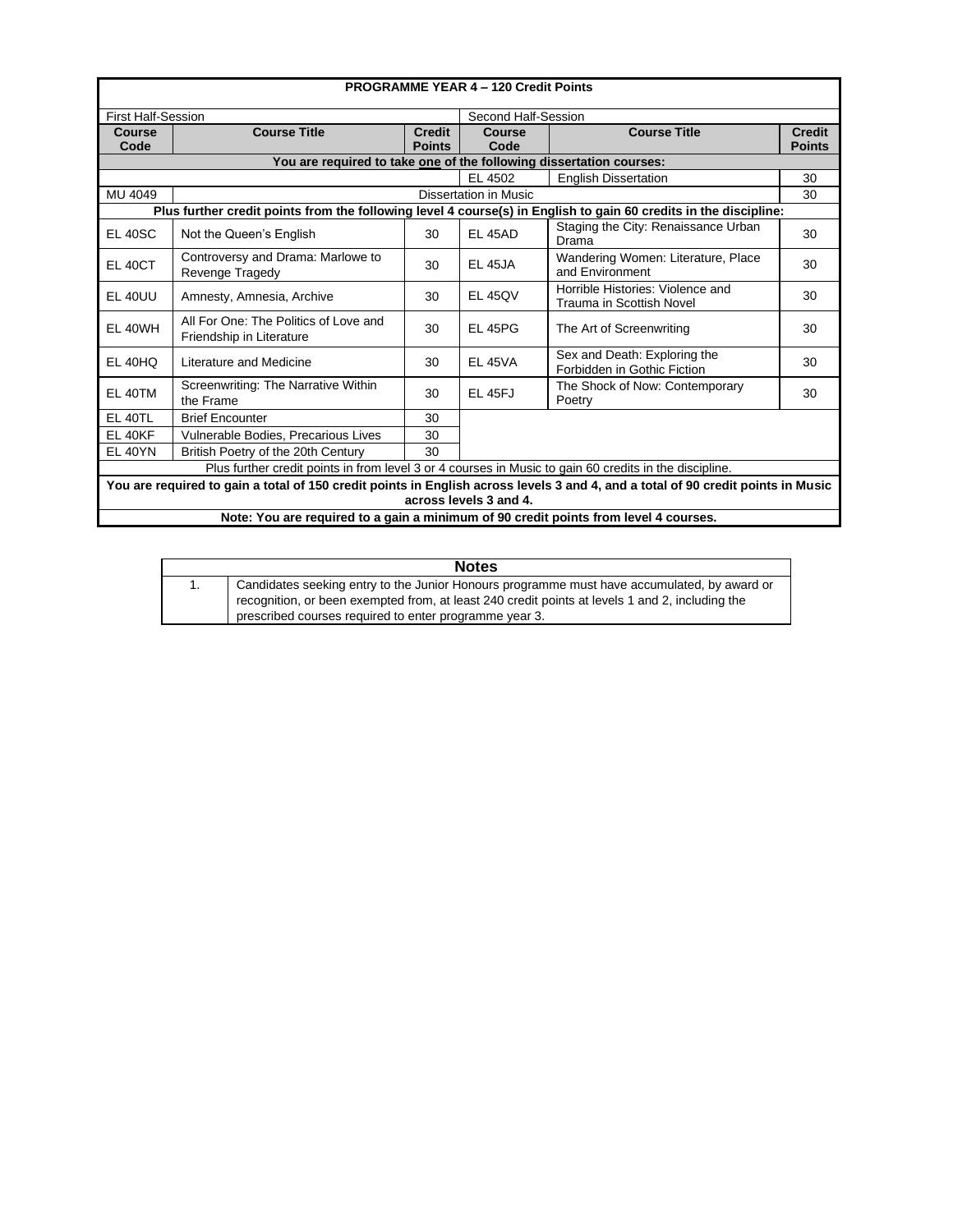| PROGRAMME YEAR 4 – 120 Credit Points | | | | | |
|---|---|---|---|---|---|
| First Half-Session | | | Second Half-Session | | |
| **Course Code** | **Course Title** | **Credit Points** | **Course Code** | **Course Title** | **Credit Points** |
| **You are required to take one of the following dissertation courses:** | | | | | |
| | | | EL 4502 | English Dissertation | 30 |
| MU 4049 | Dissertation in Music | | | | 30 |
| **Plus further credit points from the following level 4 course(s) in English to gain 60 credits in the discipline:** | | | | | |
| EL 40SC | Not the Queen's English | 30 | EL 45AD | Staging the City: Renaissance Urban Drama | 30 |
| EL 40CT | Controversy and Drama: Marlowe to Revenge Tragedy | 30 | EL 45JA | Wandering Women: Literature, Place and Environment | 30 |
| EL 40UU | Amnesty, Amnesia, Archive | 30 | EL 45QV | Horrible Histories: Violence and Trauma in Scottish Novel | 30 |
| EL 40WH | All For One: The Politics of Love and Friendship in Literature | 30 | EL 45PG | The Art of Screenwriting | 30 |
| EL 40HQ | Literature and Medicine | 30 | EL 45VA | Sex and Death: Exploring the Forbidden in Gothic Fiction | 30 |
| EL 40TM | Screenwriting: The Narrative Within the Frame | 30 | EL 45FJ | The Shock of Now: Contemporary Poetry | 30 |
| EL 40TL | Brief Encounter | 30 | | | |
| EL 40KF | Vulnerable Bodies, Precarious Lives | 30 | | | |
| EL 40YN | British Poetry of the 20th Century | 30 | | | |
| Plus further credit points in from level 3 or 4 courses in Music to gain 60 credits in the discipline. | | | | | |
| **You are required to gain a total of 150 credit points in English across levels 3 and 4, and a total of 90 credit points in Music across levels 3 and 4.** | | | | | |
| **Note: You are required to a gain a minimum of 90 credit points from level 4 courses.** | | | | | |

| Notes | |
|---|---|
| 1. | Candidates seeking entry to the Junior Honours programme must have accumulated, by award or recognition, or been exempted from, at least 240 credit points at levels 1 and 2, including the prescribed courses required to enter programme year 3. |